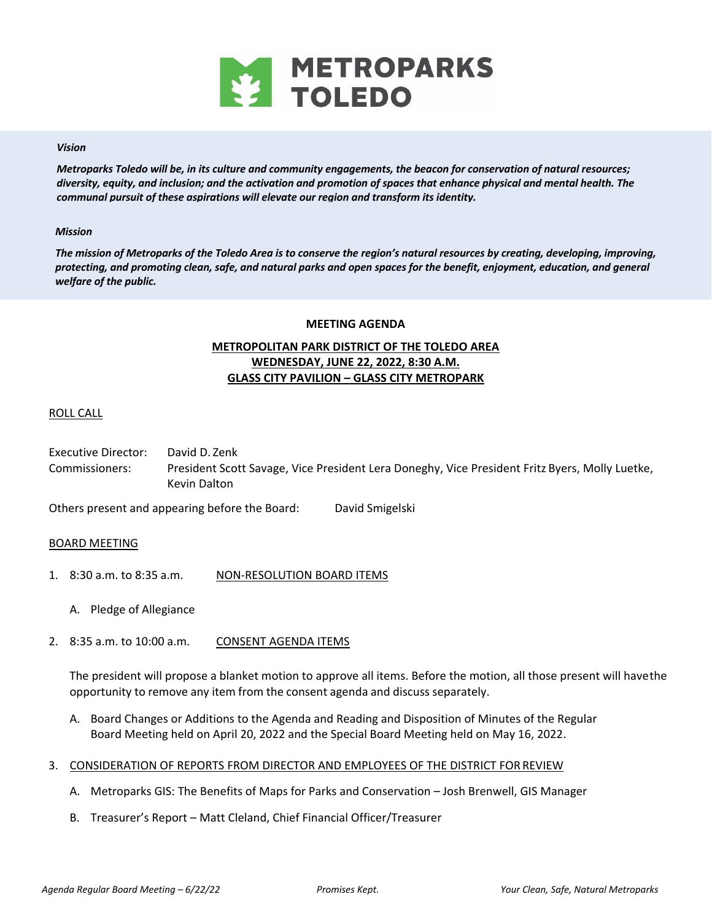# METROPARKS TOLEDO

***Vision***

***Metroparks Toledo will be, in its culture and community engagements, the beacon for conservation of natural resources; diversity, equity, and inclusion; and the activation and promotion of spaces that enhance physical and mental health. The communal pursuit of these aspirations will elevate our region and transform its identity.***

***Mission***

***The mission of Metroparks of the Toledo Area is to conserve the region's natural resources by creating, developing, improving, protecting, and promoting clean, safe, and natural parks and open spaces for the benefit, enjoyment, education, and general welfare of the public.***

**MEETING AGENDA**

**METROPOLITAN PARK DISTRICT OF THE TOLEDO AREA**
**WEDNESDAY, JUNE 22, 2022, 8:30 A.M.**
**GLASS CITY PAVILION – GLASS CITY METROPARK**

ROLL CALL

Executive Director: David D. Zenk
Commissioners: President Scott Savage, Vice President Lera Doneghy, Vice President Fritz Byers, Molly Luetke, Kevin Dalton

Others present and appearing before the Board: David Smigelski

BOARD MEETING

1. 8:30 a.m. to 8:35 a.m. NON-RESOLUTION BOARD ITEMS

   A. Pledge of Allegiance

2. 8:35 a.m. to 10:00 a.m. CONSENT AGENDA ITEMS

   The president will propose a blanket motion to approve all items. Before the motion, all those present will have the opportunity to remove any item from the consent agenda and discuss separately.

   A. Board Changes or Additions to the Agenda and Reading and Disposition of Minutes of the Regular Board Meeting held on April 20, 2022 and the Special Board Meeting held on May 16, 2022.

3. CONSIDERATION OF REPORTS FROM DIRECTOR AND EMPLOYEES OF THE DISTRICT FOR REVIEW

   A. Metroparks GIS: The Benefits of Maps for Parks and Conservation – Josh Brenwell, GIS Manager

   B. Treasurer's Report – Matt Cleland, Chief Financial Officer/Treasurer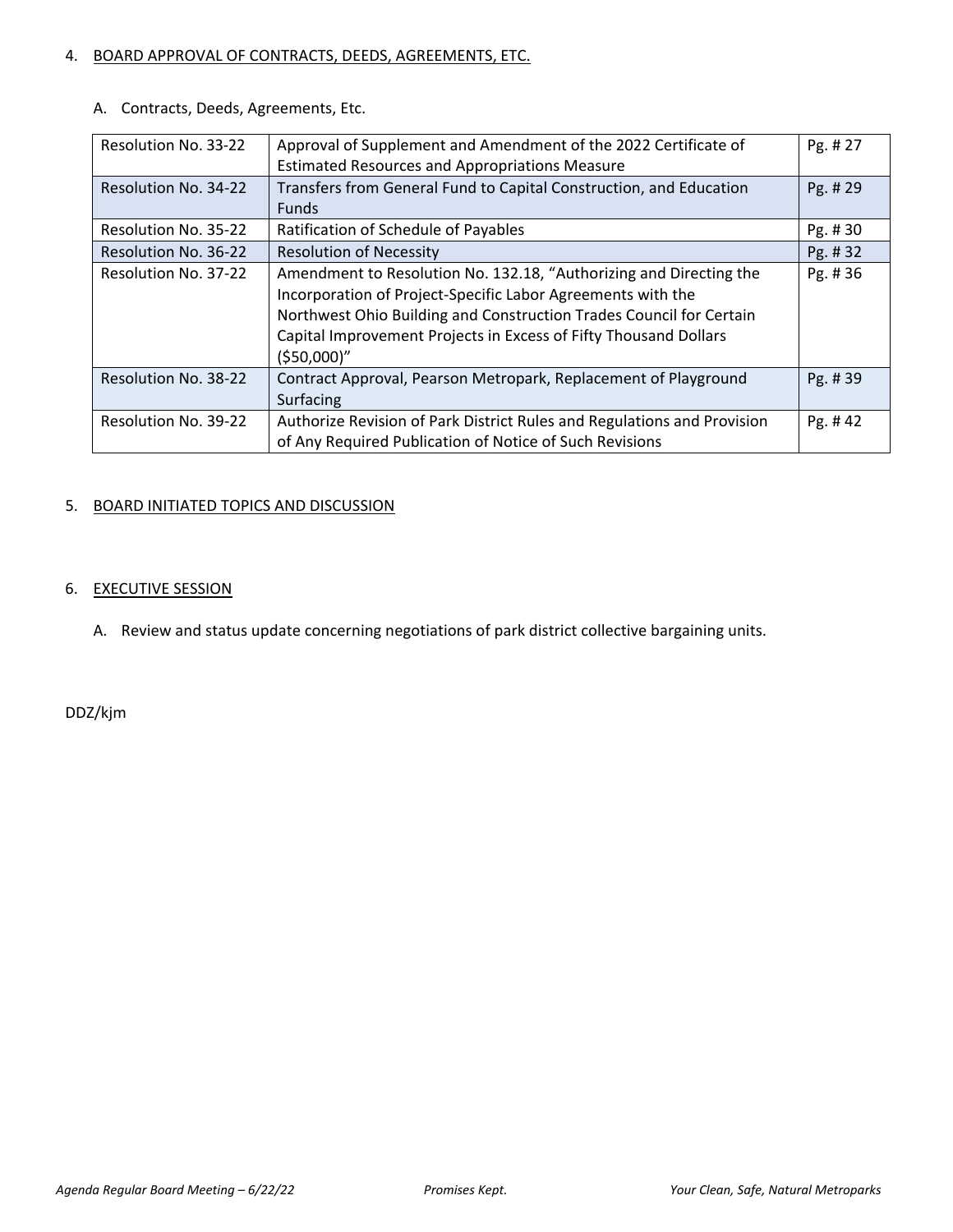4. BOARD APPROVAL OF CONTRACTS, DEEDS, AGREEMENTS, ETC.

   A. Contracts, Deeds, Agreements, Etc.

| | | |
|---|---|---|
| Resolution No. 33-22 | Approval of Supplement and Amendment of the 2022 Certificate of Estimated Resources and Appropriations Measure | Pg. # 27 |
| Resolution No. 34-22 | Transfers from General Fund to Capital Construction, and Education Funds | Pg. # 29 |
| Resolution No. 35-22 | Ratification of Schedule of Payables | Pg. # 30 |
| Resolution No. 36-22 | Resolution of Necessity | Pg. # 32 |
| Resolution No. 37-22 | Amendment to Resolution No. 132.18, "Authorizing and Directing the Incorporation of Project-Specific Labor Agreements with the Northwest Ohio Building and Construction Trades Council for Certain Capital Improvement Projects in Excess of Fifty Thousand Dollars ($50,000)" | Pg. # 36 |
| Resolution No. 38-22 | Contract Approval, Pearson Metropark, Replacement of Playground Surfacing | Pg. # 39 |
| Resolution No. 39-22 | Authorize Revision of Park District Rules and Regulations and Provision of Any Required Publication of Notice of Such Revisions | Pg. # 42 |

5. BOARD INITIATED TOPICS AND DISCUSSION

6. EXECUTIVE SESSION

   A. Review and status update concerning negotiations of park district collective bargaining units.

DDZ/kjm